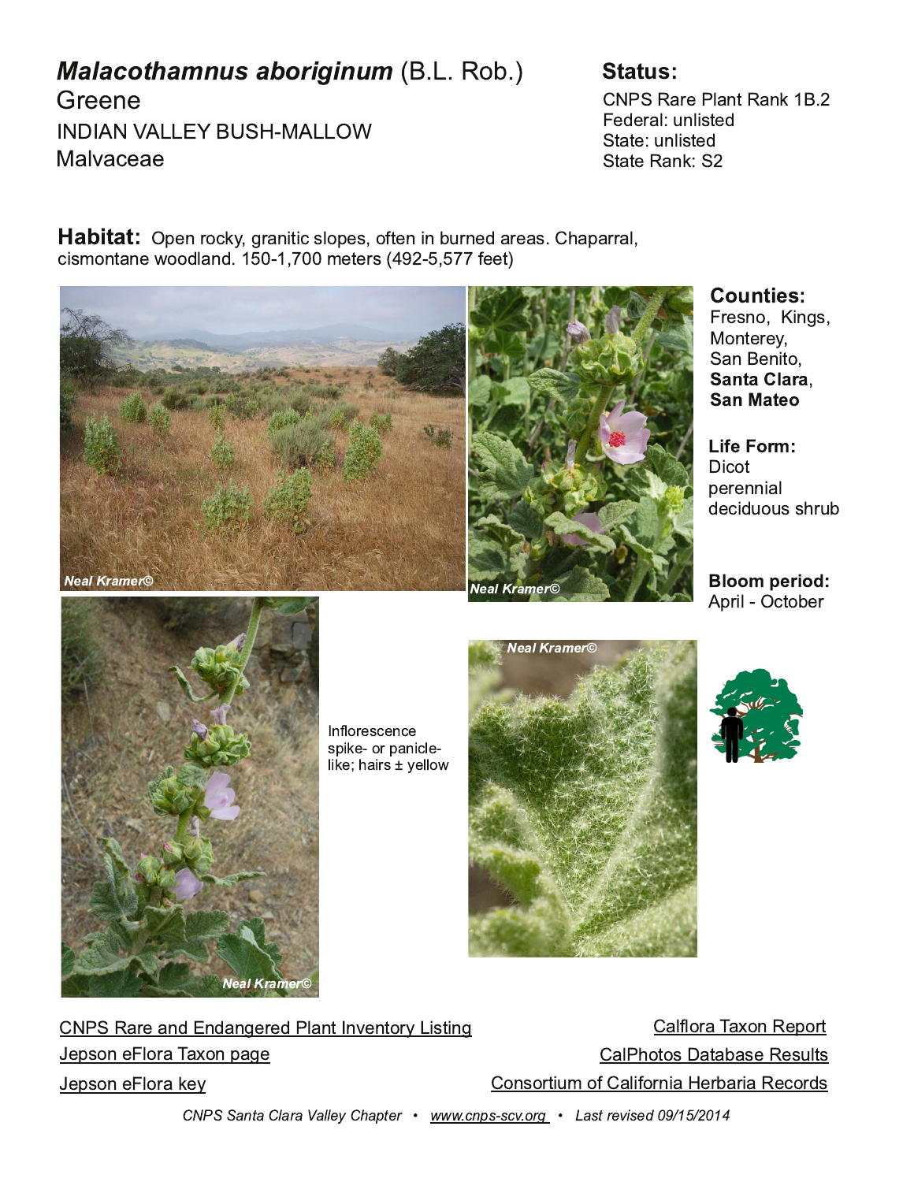# *Malacothamnus aboriginum* (B.L. Rob.) Greene

INDIAN VALLEY BUSH-MALLOW

Malvaceae

## Status:

CNPS Rare Plant Rank 1B.2
Federal: unlisted
State: unlisted
State Rank: S2

**Habitat:** Open rocky, granitic slopes, often in burned areas. Chaparral, cismontane woodland. 150-1,700 meters (492-5,577 feet)

Neal Kramer©

Neal Kramer©

## Counties:

Fresno, Kings, Monterey, San Benito, **Santa Clara**, **San Mateo**

## Life Form:

Dicot
perennial
deciduous shrub

## Bloom period:

April - October

Neal Kramer©

Inflorescence spike- or panicle-like; hairs ± yellow

Neal Kramer©

CNPS Rare and Endangered Plant Inventory Listing

Jepson eFlora Taxon page

Jepson eFlora key

Calflora Taxon Report

CalPhotos Database Results

Consortium of California Herbaria Records

*CNPS Santa Clara Valley Chapter • www.cnps-scv.org • Last revised 09/15/2014*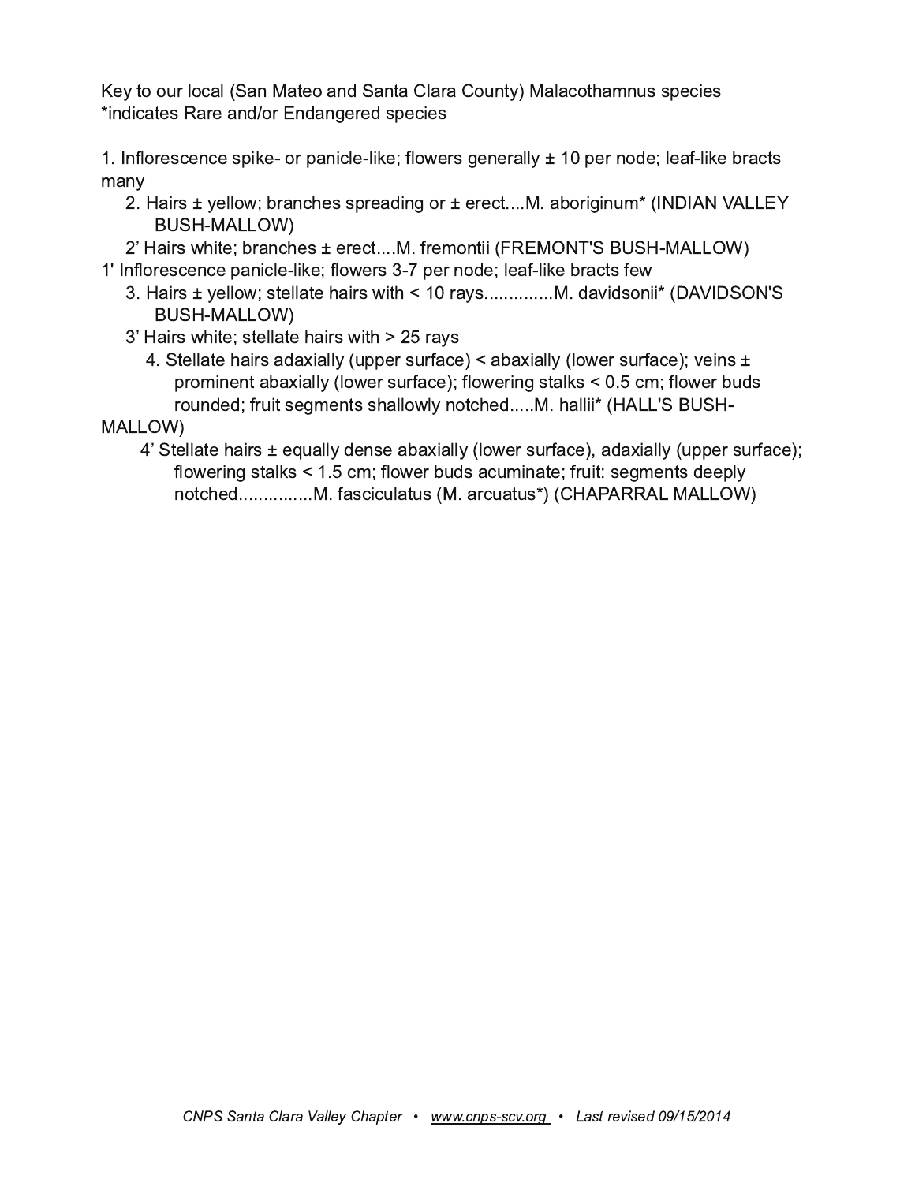Key to our local (San Mateo and Santa Clara County) Malacothamnus species
*indicates Rare and/or Endangered species

1. Inflorescence spike- or panicle-like; flowers generally ± 10 per node; leaf-like bracts many
    2. Hairs ± yellow; branches spreading or ± erect....M. aboriginum* (INDIAN VALLEY BUSH-MALLOW)
    2' Hairs white; branches ± erect....M. fremontii (FREMONT'S BUSH-MALLOW)

1' Inflorescence panicle-like; flowers 3-7 per node; leaf-like bracts few
    3. Hairs ± yellow; stellate hairs with < 10 rays..............M. davidsonii* (DAVIDSON'S BUSH-MALLOW)
    3' Hairs white; stellate hairs with > 25 rays
        4. Stellate hairs adaxially (upper surface) < abaxially (lower surface); veins ± prominent abaxially (lower surface); flowering stalks < 0.5 cm; flower buds rounded; fruit segments shallowly notched.....M. hallii* (HALL'S BUSH-MALLOW)
        4' Stellate hairs ± equally dense abaxially (lower surface), adaxially (upper surface); flowering stalks < 1.5 cm; flower buds acuminate; fruit: segments deeply notched...............M. fasciculatus (M. arcuatus*) (CHAPARRAL MALLOW)

*CNPS Santa Clara Valley Chapter • www.cnps-scv.org • Last revised 09/15/2014*